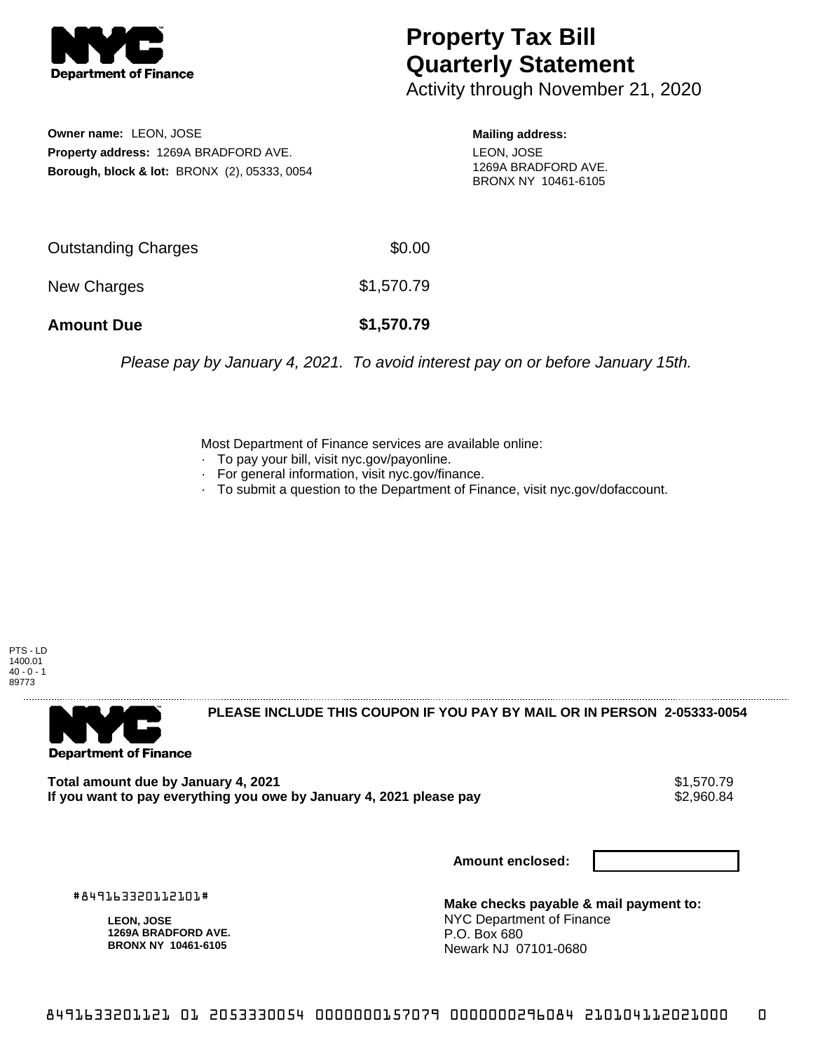# Property Tax Bill Quarterly Statement

Activity through November 21, 2020

**Owner name:** LEON, JOSE
**Property address:** 1269A BRADFORD AVE.
**Borough, block & lot:** BRONX (2), 05333, 0054

**Mailing address:**
LEON, JOSE
1269A BRADFORD AVE.
BRONX NY 10461-6105

| | |
|---|---|
| Outstanding Charges | $0.00 |
| New Charges | $1,570.79 |
| **Amount Due** | **$1,570.79** |

*Please pay by January 4, 2021. To avoid interest pay on or before January 15th.*

Most Department of Finance services are available online:
- To pay your bill, visit nyc.gov/payonline.
- For general information, visit nyc.gov/finance.
- To submit a question to the Department of Finance, visit nyc.gov/dofaccount.

PTS - LD
1400.01
40 - 0 - 1
89773

**PLEASE INCLUDE THIS COUPON IF YOU PAY BY MAIL OR IN PERSON 2-05333-0054**

**Total amount due by January 4, 2021** $1,570.79
**If you want to pay everything you owe by January 4, 2021 please pay** $2,960.84

**Amount enclosed:**

#849163320112101#

**LEON, JOSE**
**1269A BRADFORD AVE.**
**BRONX NY 10461-6105**

**Make checks payable & mail payment to:**
NYC Department of Finance
P.O. Box 680
Newark NJ 07101-0680

8491633201121 01 2053330054 0000000157079 0000000296084 210104112021000 0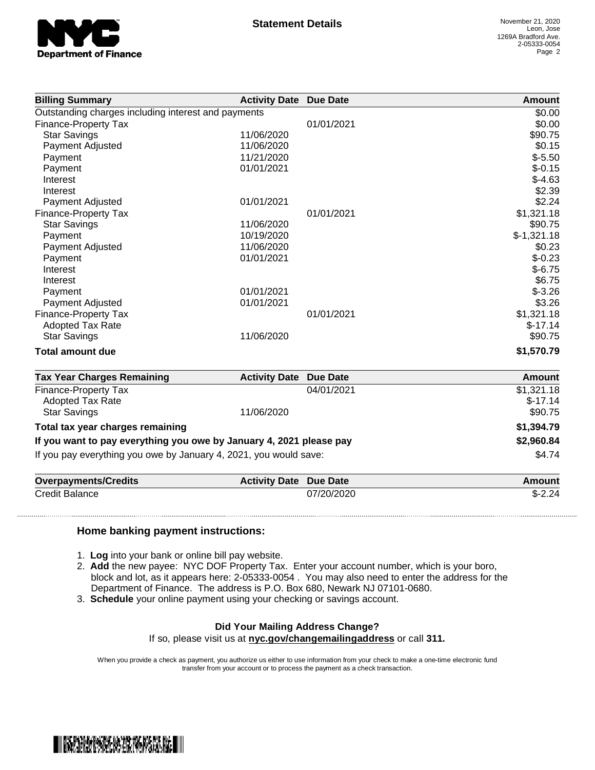NYC Department of Finance

## Statement Details

November 21, 2020
Leon, Jose
1269A Bradford Ave.
2-05333-0054
Page 2

| Billing Summary | Activity Date | Due Date | Amount |
|---|---|---|---|
| Outstanding charges including interest and payments | | | $0.00 |
| Finance-Property Tax | | 01/01/2021 | $0.00 |
| Star Savings | 11/06/2020 | | $90.75 |
| Payment Adjusted | 11/06/2020 | | $0.15 |
| Payment | 11/21/2020 | | $-5.50 |
| Payment | 01/01/2021 | | $-0.15 |
| Interest | | | $-4.63 |
| Interest | | | $2.39 |
| Payment Adjusted | 01/01/2021 | | $2.24 |
| Finance-Property Tax | | 01/01/2021 | $1,321.18 |
| Star Savings | 11/06/2020 | | $90.75 |
| Payment | 10/19/2020 | | $-1,321.18 |
| Payment Adjusted | 11/06/2020 | | $0.23 |
| Payment | 01/01/2021 | | $-0.23 |
| Interest | | | $-6.75 |
| Interest | | | $6.75 |
| Payment | 01/01/2021 | | $-3.26 |
| Payment Adjusted | 01/01/2021 | | $3.26 |
| Finance-Property Tax | | 01/01/2021 | $1,321.18 |
| Adopted Tax Rate | | | $-17.14 |
| Star Savings | 11/06/2020 | | $90.75 |
| **Total amount due** | | | **$1,570.79** |

| Tax Year Charges Remaining | Activity Date | Due Date | Amount |
|---|---|---|---|
| Finance-Property Tax | | 04/01/2021 | $1,321.18 |
| Adopted Tax Rate | | | $-17.14 |
| Star Savings | 11/06/2020 | | $90.75 |
| **Total tax year charges remaining** | | | **$1,394.79** |
| **If you want to pay everything you owe by January 4, 2021 please pay** | | | **$2,960.84** |
| If you pay everything you owe by January 4, 2021, you would save: | | | $4.74 |

| Overpayments/Credits | Activity Date | Due Date | Amount |
|---|---|---|---|
| Credit Balance | | 07/20/2020 | $-2.24 |

### Home banking payment instructions:

1. **Log** into your bank or online bill pay website.
2. **Add** the new payee: NYC DOF Property Tax. Enter your account number, which is your boro, block and lot, as it appears here: 2-05333-0054 . You may also need to enter the address for the Department of Finance. The address is P.O. Box 680, Newark NJ 07101-0680.
3. **Schedule** your online payment using your checking or savings account.

**Did Your Mailing Address Change?**
If so, please visit us at **nyc.gov/changemailingaddress** or call **311.**

When you provide a check as payment, you authorize us either to use information from your check to make a one-time electronic fund transfer from your account or to process the payment as a check transaction.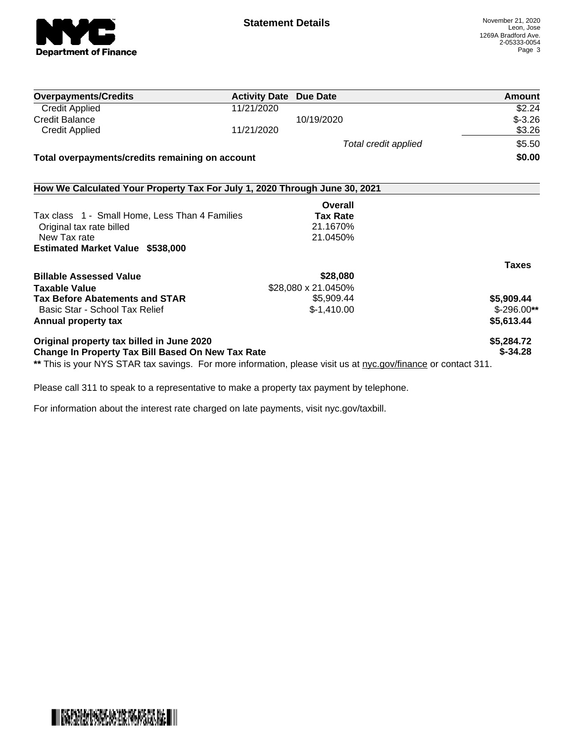# Statement Details

November 21, 2020
Leon, Jose
1269A Bradford Ave.
2-05333-0054

| Overpayments/Credits | Activity Date | Due Date | Amount |
| --- | --- | --- | --- |
| Credit Applied | 11/21/2020 | | $2.24 |
| Credit Balance | | 10/19/2020 | $-3.26 |
| Credit Applied | 11/21/2020 | | $3.26 |
| | | *Total credit applied* | $5.50 |
| **Total overpayments/credits remaining on account** | | | **$0.00** |

## How We Calculated Your Property Tax For July 1, 2020 Through June 30, 2021

| | Overall Tax Rate | |
| --- | --- | --- |
| Tax class 1 - Small Home, Less Than 4 Families | | |
| Original tax rate billed | 21.1670% | |
| New Tax rate | 21.0450% | |
| **Estimated Market Value $538,000** | | |
| | | **Taxes** |
| **Billable Assessed Value** | **$28,080** | |
| **Taxable Value** | $28,080 x 21.0450% | |
| **Tax Before Abatements and STAR** | $5,909.44 | **$5,909.44** |
| Basic Star - School Tax Relief | $-1,410.00 | $-296.00** |
| **Annual property tax** | | **$5,613.44** |
| **Original property tax billed in June 2020** | | **$5,284.72** |
| **Change In Property Tax Bill Based On New Tax Rate** | | **$-34.28** |

** This is your NYS STAR tax savings. For more information, please visit us at nyc.gov/finance or contact 311.

Please call 311 to speak to a representative to make a property tax payment by telephone.

For information about the interest rate charged on late payments, visit nyc.gov/taxbill.